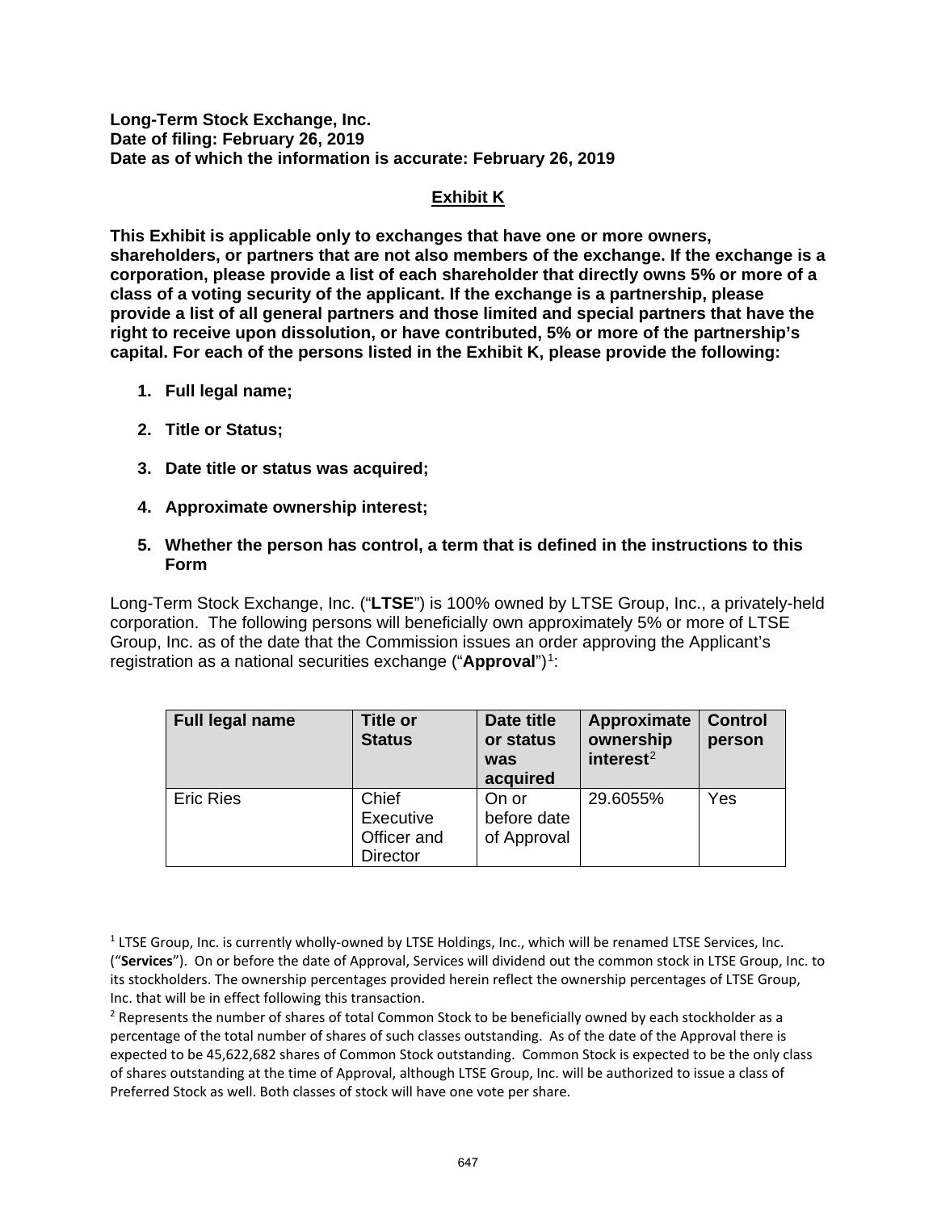**Long-Term Stock Exchange, Inc.**
**Date of filing: February 26, 2019**
**Date as of which the information is accurate: February 26, 2019**

## Exhibit K

**This Exhibit is applicable only to exchanges that have one or more owners, shareholders, or partners that are not also members of the exchange. If the exchange is a corporation, please provide a list of each shareholder that directly owns 5% or more of a class of a voting security of the applicant. If the exchange is a partnership, please provide a list of all general partners and those limited and special partners that have the right to receive upon dissolution, or have contributed, 5% or more of the partnership's capital. For each of the persons listed in the Exhibit K, please provide the following:**

1. **Full legal name;**
2. **Title or Status;**
3. **Date title or status was acquired;**
4. **Approximate ownership interest;**
5. **Whether the person has control, a term that is defined in the instructions to this Form**

Long-Term Stock Exchange, Inc. ("**LTSE**") is 100% owned by LTSE Group, Inc., a privately-held corporation. The following persons will beneficially own approximately 5% or more of LTSE Group, Inc. as of the date that the Commission issues an order approving the Applicant's registration as a national securities exchange ("**Approval**")[1]:

| Full legal name | Title or Status | Date title or status was acquired | Approximate ownership interest[2] | Control person |
|---|---|---|---|---|
| Eric Ries | Chief Executive Officer and Director | On or before date of Approval | 29.6055% | Yes |

[1] LTSE Group, Inc. is currently wholly-owned by LTSE Holdings, Inc., which will be renamed LTSE Services, Inc. ("**Services**"). On or before the date of Approval, Services will dividend out the common stock in LTSE Group, Inc. to its stockholders. The ownership percentages provided herein reflect the ownership percentages of LTSE Group, Inc. that will be in effect following this transaction.

[2] Represents the number of shares of total Common Stock to be beneficially owned by each stockholder as a percentage of the total number of shares of such classes outstanding. As of the date of the Approval there is expected to be 45,622,682 shares of Common Stock outstanding. Common Stock is expected to be the only class of shares outstanding at the time of Approval, although LTSE Group, Inc. will be authorized to issue a class of Preferred Stock as well. Both classes of stock will have one vote per share.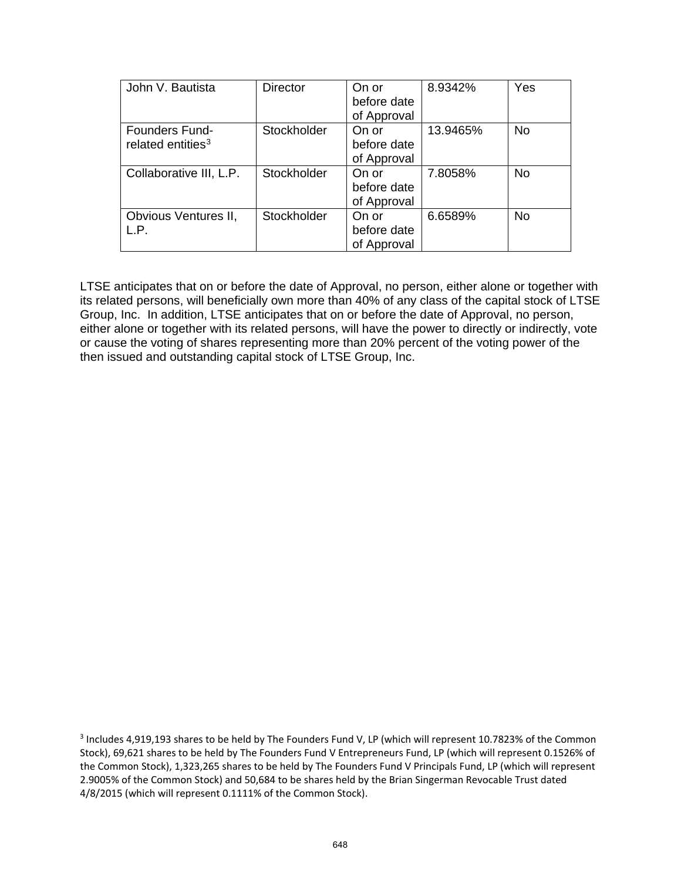| | | | | |
|---|---|---|---|---|
| John V. Bautista | Director | On or before date of Approval | 8.9342% | Yes |
| Founders Fund-related entities[3] | Stockholder | On or before date of Approval | 13.9465% | No |
| Collaborative III, L.P. | Stockholder | On or before date of Approval | 7.8058% | No |
| Obvious Ventures II, L.P. | Stockholder | On or before date of Approval | 6.6589% | No |

LTSE anticipates that on or before the date of Approval, no person, either alone or together with its related persons, will beneficially own more than 40% of any class of the capital stock of LTSE Group, Inc. In addition, LTSE anticipates that on or before the date of Approval, no person, either alone or together with its related persons, will have the power to directly or indirectly, vote or cause the voting of shares representing more than 20% percent of the voting power of the then issued and outstanding capital stock of LTSE Group, Inc.

[3] Includes 4,919,193 shares to be held by The Founders Fund V, LP (which will represent 10.7823% of the Common Stock), 69,621 shares to be held by The Founders Fund V Entrepreneurs Fund, LP (which will represent 0.1526% of the Common Stock), 1,323,265 shares to be held by The Founders Fund V Principals Fund, LP (which will represent 2.9005% of the Common Stock) and 50,684 to be shares held by the Brian Singerman Revocable Trust dated 4/8/2015 (which will represent 0.1111% of the Common Stock).